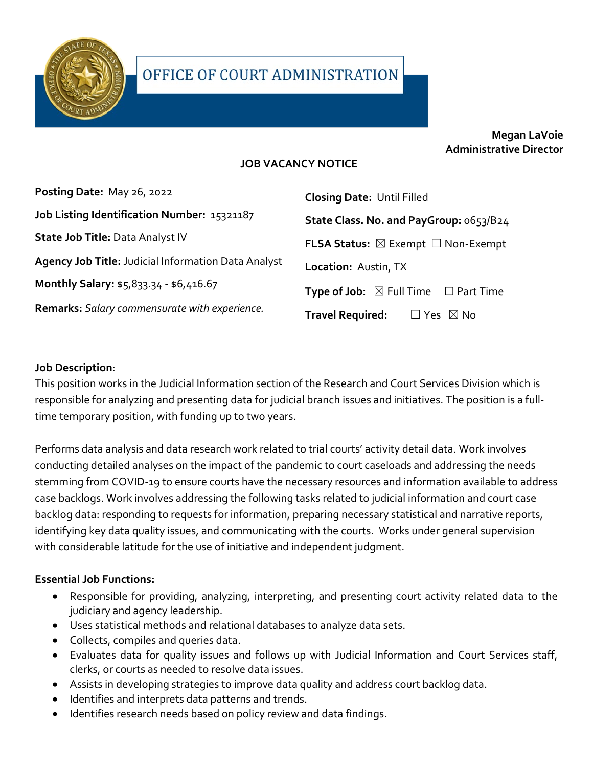# OFFICE OF COURT ADMINISTRATION

**Megan LaVoie**
**Administrative Director**

## JOB VACANCY NOTICE

**Posting Date:** May 26, 2022

**Job Listing Identification Number:** 15321187

**State Job Title:** Data Analyst IV

**Agency Job Title:** Judicial Information Data Analyst

**Monthly Salary:** $5,833.34 - $6,416.67

**Remarks:** *Salary commensurate with experience.*

**Closing Date:** Until Filled

**State Class. No. and PayGroup:** 0653/B24

**FLSA Status:** ☒ Exempt ☐ Non-Exempt

**Location:** Austin, TX

**Type of Job:** ☒ Full Time ☐ Part Time

**Travel Required:** ☐ Yes ☒ No

**Job Description**:

This position works in the Judicial Information section of the Research and Court Services Division which is responsible for analyzing and presenting data for judicial branch issues and initiatives. The position is a full-time temporary position, with funding up to two years.

Performs data analysis and data research work related to trial courts' activity detail data. Work involves conducting detailed analyses on the impact of the pandemic to court caseloads and addressing the needs stemming from COVID-19 to ensure courts have the necessary resources and information available to address case backlogs. Work involves addressing the following tasks related to judicial information and court case backlog data: responding to requests for information, preparing necessary statistical and narrative reports, identifying key data quality issues, and communicating with the courts. Works under general supervision with considerable latitude for the use of initiative and independent judgment.

**Essential Job Functions:**

- Responsible for providing, analyzing, interpreting, and presenting court activity related data to the judiciary and agency leadership.
- Uses statistical methods and relational databases to analyze data sets.
- Collects, compiles and queries data.
- Evaluates data for quality issues and follows up with Judicial Information and Court Services staff, clerks, or courts as needed to resolve data issues.
- Assists in developing strategies to improve data quality and address court backlog data.
- Identifies and interprets data patterns and trends.
- Identifies research needs based on policy review and data findings.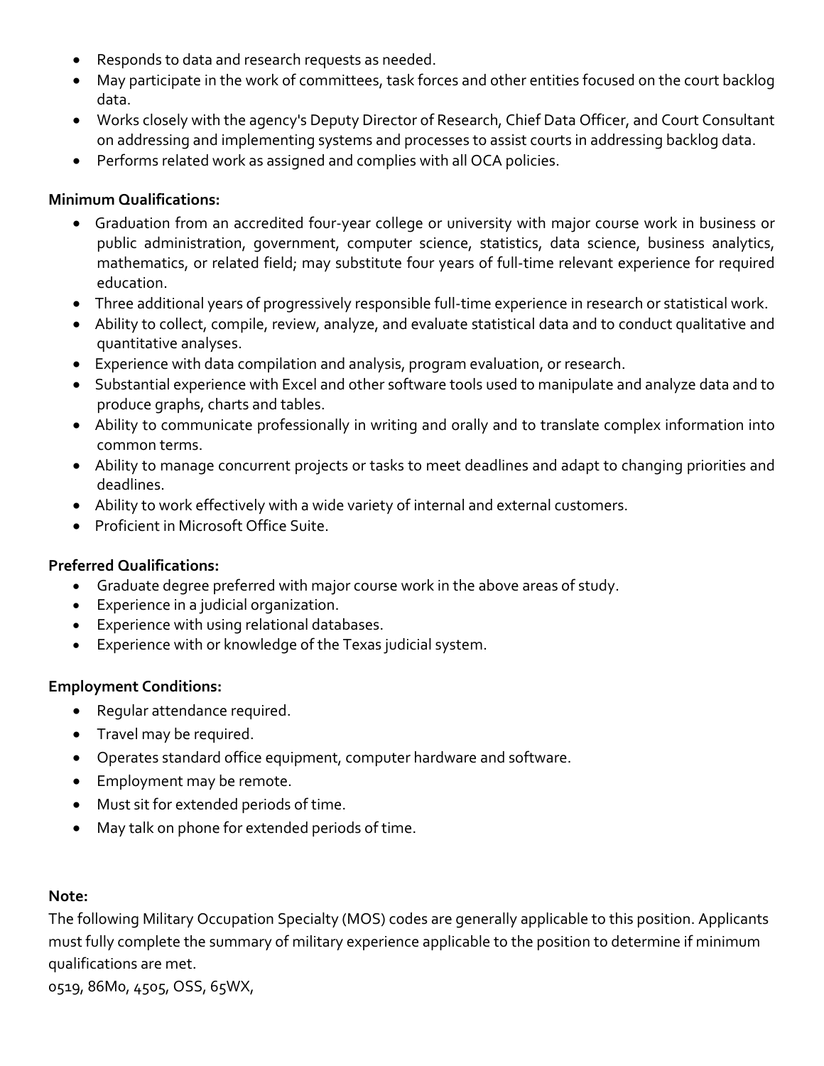- Responds to data and research requests as needed.
- May participate in the work of committees, task forces and other entities focused on the court backlog data.
- Works closely with the agency's Deputy Director of Research, Chief Data Officer, and Court Consultant on addressing and implementing systems and processes to assist courts in addressing backlog data.
- Performs related work as assigned and complies with all OCA policies.

**Minimum Qualifications:**

- Graduation from an accredited four-year college or university with major course work in business or public administration, government, computer science, statistics, data science, business analytics, mathematics, or related field; may substitute four years of full-time relevant experience for required education.
- Three additional years of progressively responsible full-time experience in research or statistical work.
- Ability to collect, compile, review, analyze, and evaluate statistical data and to conduct qualitative and quantitative analyses.
- Experience with data compilation and analysis, program evaluation, or research.
- Substantial experience with Excel and other software tools used to manipulate and analyze data and to produce graphs, charts and tables.
- Ability to communicate professionally in writing and orally and to translate complex information into common terms.
- Ability to manage concurrent projects or tasks to meet deadlines and adapt to changing priorities and deadlines.
- Ability to work effectively with a wide variety of internal and external customers.
- Proficient in Microsoft Office Suite.

**Preferred Qualifications:**

- Graduate degree preferred with major course work in the above areas of study.
- Experience in a judicial organization.
- Experience with using relational databases.
- Experience with or knowledge of the Texas judicial system.

**Employment Conditions:**

- Regular attendance required.
- Travel may be required.
- Operates standard office equipment, computer hardware and software.
- Employment may be remote.
- Must sit for extended periods of time.
- May talk on phone for extended periods of time.

**Note:**

The following Military Occupation Specialty (MOS) codes are generally applicable to this position. Applicants must fully complete the summary of military experience applicable to the position to determine if minimum qualifications are met.

0519, 86M0, 4505, OSS, 65WX,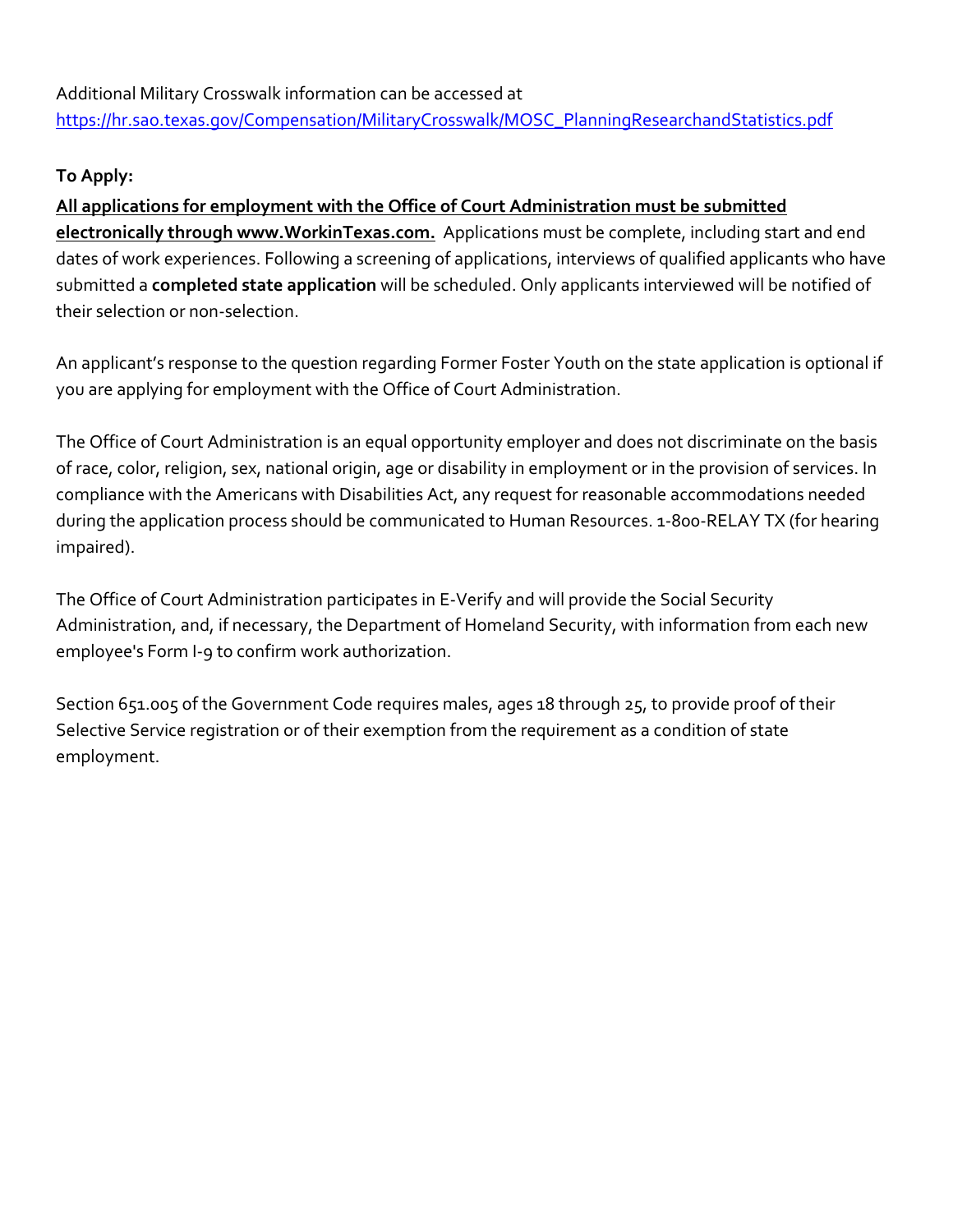Additional Military Crosswalk information can be accessed at
https://hr.sao.texas.gov/Compensation/MilitaryCrosswalk/MOSC_PlanningResearchandStatistics.pdf

**To Apply:**

**All applications for employment with the Office of Court Administration must be submitted electronically through www.WorkinTexas.com.** Applications must be complete, including start and end dates of work experiences. Following a screening of applications, interviews of qualified applicants who have submitted a **completed state application** will be scheduled. Only applicants interviewed will be notified of their selection or non-selection.

An applicant's response to the question regarding Former Foster Youth on the state application is optional if you are applying for employment with the Office of Court Administration.

The Office of Court Administration is an equal opportunity employer and does not discriminate on the basis of race, color, religion, sex, national origin, age or disability in employment or in the provision of services. In compliance with the Americans with Disabilities Act, any request for reasonable accommodations needed during the application process should be communicated to Human Resources. 1-800-RELAY TX (for hearing impaired).

The Office of Court Administration participates in E-Verify and will provide the Social Security Administration, and, if necessary, the Department of Homeland Security, with information from each new employee's Form I-9 to confirm work authorization.

Section 651.005 of the Government Code requires males, ages 18 through 25, to provide proof of their Selective Service registration or of their exemption from the requirement as a condition of state employment.